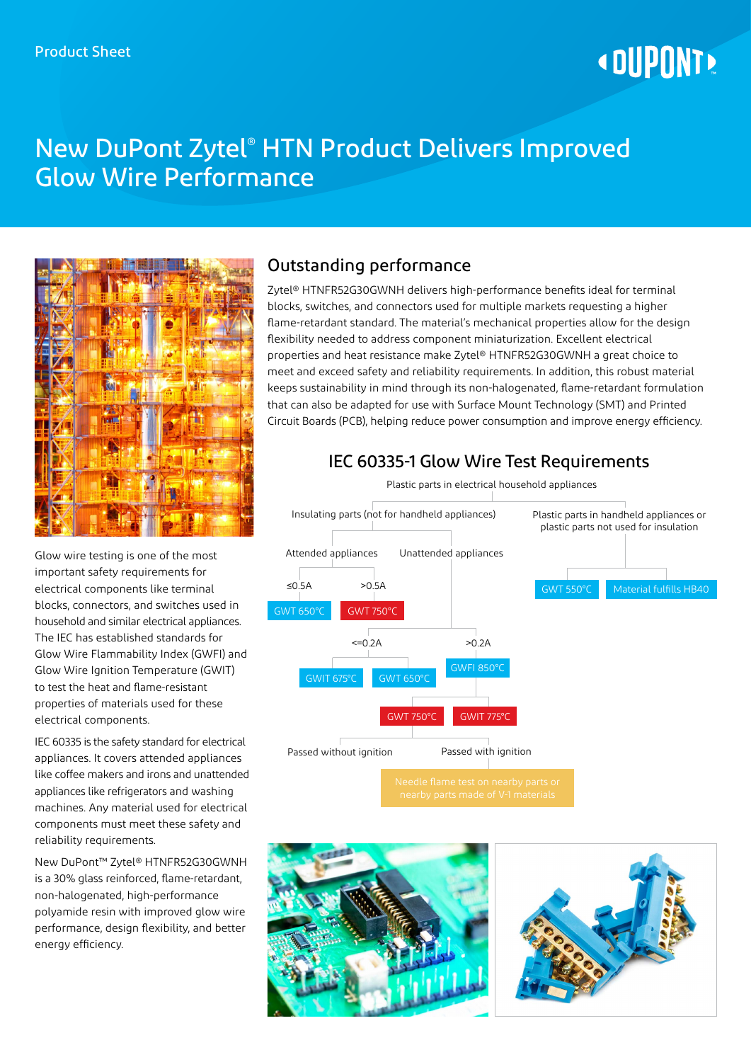Product Sheet

# New DuPont Zytel® HTN Product Delivers Improved Glow Wire Performance

Glow wire testing is one of the most important safety requirements for electrical components like terminal blocks, connectors, and switches used in household and similar electrical appliances. The IEC has established standards for Glow Wire Flammability Index (GWFI) and Glow Wire Ignition Temperature (GWIT) to test the heat and flame-resistant properties of materials used for these electrical components.

IEC 60335 is the safety standard for electrical appliances. It covers attended appliances like coffee makers and irons and unattended appliances like refrigerators and washing machines. Any material used for electrical components must meet these safety and reliability requirements.

New DuPont™ Zytel® HTNFR52G30GWNH is a 30% glass reinforced, flame-retardant, non-halogenated, high-performance polyamide resin with improved glow wire performance, design flexibility, and better energy efficiency.

## Outstanding performance

Zytel® HTNFR52G30GWNH delivers high-performance benefits ideal for terminal blocks, switches, and connectors used for multiple markets requesting a higher flame-retardant standard. The material's mechanical properties allow for the design flexibility needed to address component miniaturization. Excellent electrical properties and heat resistance make Zytel® HTNFR52G30GWNH a great choice to meet and exceed safety and reliability requirements. In addition, this robust material keeps sustainability in mind through its non-halogenated, flame-retardant formulation that can also be adapted for use with Surface Mount Technology (SMT) and Printed Circuit Boards (PCB), helping reduce power consumption and improve energy efficiency.

### IEC 60335-1 Glow Wire Test Requirements

Plastic parts in electrical household appliances

- Insulating parts (not for handheld appliances)
  - Attended appliances
    - ≤0.5A: GWT 650°C
    - >0.5A: GWT 750°C
  - Unattended appliances
    - <=0.2A: GWIT 675°C / GWT 650°C
    - >0.2A: GWFI 850°C / GWIT 775°C
      - GWT 750°C
        - Passed without ignition
        - Passed with ignition: Needle flame test on nearby parts or nearby parts made of V-1 materials
- Plastic parts in handheld appliances or plastic parts not used for insulation
  - GWT 550°C
  - Material fulfills HB40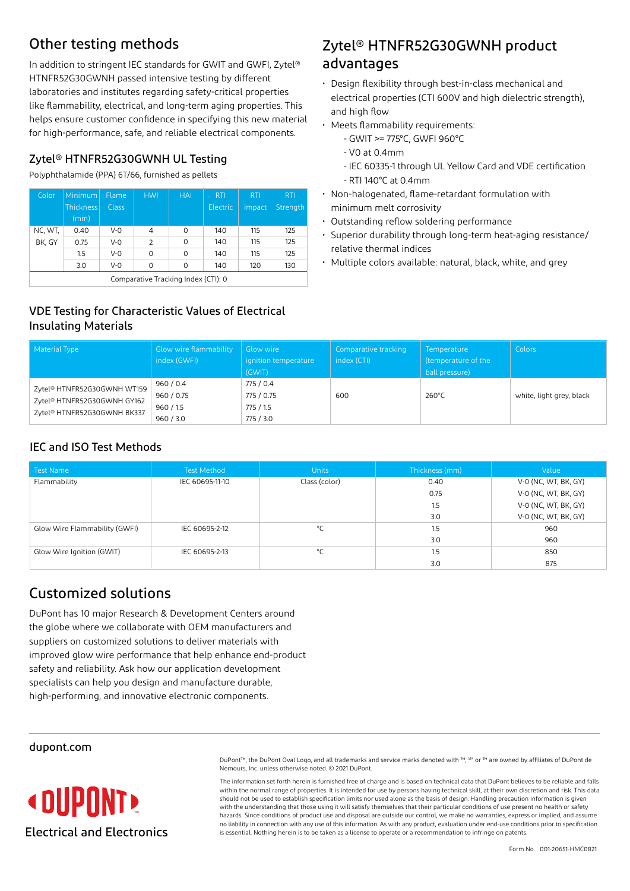## Other testing methods

In addition to stringent IEC standards for GWIT and GWFI, Zytel® HTNFR52G30GWNH passed intensive testing by different laboratories and institutes regarding safety-critical properties like flammability, electrical, and long-term aging properties. This helps ensure customer confidence in specifying this new material for high-performance, safe, and reliable electrical components.

### Zytel® HTNFR52G30GWNH UL Testing

Polyphthalamide (PPA) 6T/66, furnished as pellets

| Color | Minimum Thickness (mm) | Flame Class | HWI | HAI | RTI Electric | RTI Impact | RTI Strength |
|---|---|---|---|---|---|---|---|
| NC, WT, BK, GY | 0.40 | V-0 | 4 | 0 | 140 | 115 | 125 |
| | 0.75 | V-0 | 2 | 0 | 140 | 115 | 125 |
| | 1.5 | V-0 | 0 | 0 | 140 | 115 | 125 |
| | 3.0 | V-0 | 0 | 0 | 140 | 120 | 130 |
| Comparative Tracking Index (CTI): 0 | | | | | | | |

## Zytel® HTNFR52G30GWNH product advantages

- Design flexibility through best-in-class mechanical and electrical properties (CTI 600V and high dielectric strength), and high flow
- Meets flammability requirements:
  - GWIT >= 775°C, GWFI 960°C
  - V0 at 0.4mm
  - IEC 60335-1 through UL Yellow Card and VDE certification
  - RTI 140°C at 0.4mm
- Non-halogenated, flame-retardant formulation with minimum melt corrosivity
- Outstanding reflow soldering performance
- Superior durability through long-term heat-aging resistance/ relative thermal indices
- Multiple colors available: natural, black, white, and grey

### VDE Testing for Characteristic Values of Electrical Insulating Materials

| Material Type | Glow wire flammability index (GWFI) | Glow wire ignition temperature (GWIT) | Comparative tracking index (CTI) | Temperature (temperature of the ball pressure) | Colors |
|---|---|---|---|---|---|
| Zytel® HTNFR52G30GWNH WT159<br>Zytel® HTNFR52G30GWNH GY162<br>Zytel® HTNFR52G30GWNH BK337 | 960 / 0.4<br>960 / 0.75<br>960 / 1.5<br>960 / 3.0 | 775 / 0.4<br>775 / 0.75<br>775 / 1.5<br>775 / 3.0 | 600 | 260°C | white, light grey, black |

### IEC and ISO Test Methods

| Test Name | Test Method | Units | Thickness (mm) | Value |
|---|---|---|---|---|
| Flammability | IEC 60695-11-10 | Class (color) | 0.40 | V-0 (NC, WT, BK, GY) |
| | | | 0.75 | V-0 (NC, WT, BK, GY) |
| | | | 1.5 | V-0 (NC, WT, BK, GY) |
| | | | 3.0 | V-0 (NC, WT, BK, GY) |
| Glow Wire Flammability (GWFI) | IEC 60695-2-12 | °C | 1.5 | 960 |
| | | | 3.0 | 960 |
| Glow Wire Ignition (GWIT) | IEC 60695-2-13 | °C | 1.5 | 850 |
| | | | 3.0 | 875 |

## Customized solutions

DuPont has 10 major Research & Development Centers around the globe where we collaborate with OEM manufacturers and suppliers on customized solutions to deliver materials with improved glow wire performance that help enhance end-product safety and reliability. Ask how our application development specialists can help you design and manufacture durable, high-performing, and innovative electronic components.

dupont.com

DUPONT

Electrical and Electronics

DuPont™, the DuPont Oval Logo, and all trademarks and service marks denoted with ™, ℠ or ™ are owned by affiliates of DuPont de Nemours, Inc. unless otherwise noted. © 2021 DuPont.

The information set forth herein is furnished free of charge and is based on technical data that DuPont believes to be reliable and falls within the normal range of properties. It is intended for use by persons having technical skill, at their own discretion and risk. This data should not be used to establish specification limits nor used alone as the basis of design. Handling precaution information is given with the understanding that those using it will satisfy themselves that their particular conditions of use present no health or safety hazards. Since conditions of product use and disposal are outside our control, we make no warranties, express or implied, and assume no liability in connection with any use of this information. As with any product, evaluation under end-use conditions prior to specification is essential. Nothing herein is to be taken as a license to operate or a recommendation to infringe on patents.

Form No. 001-20651-HMC0821